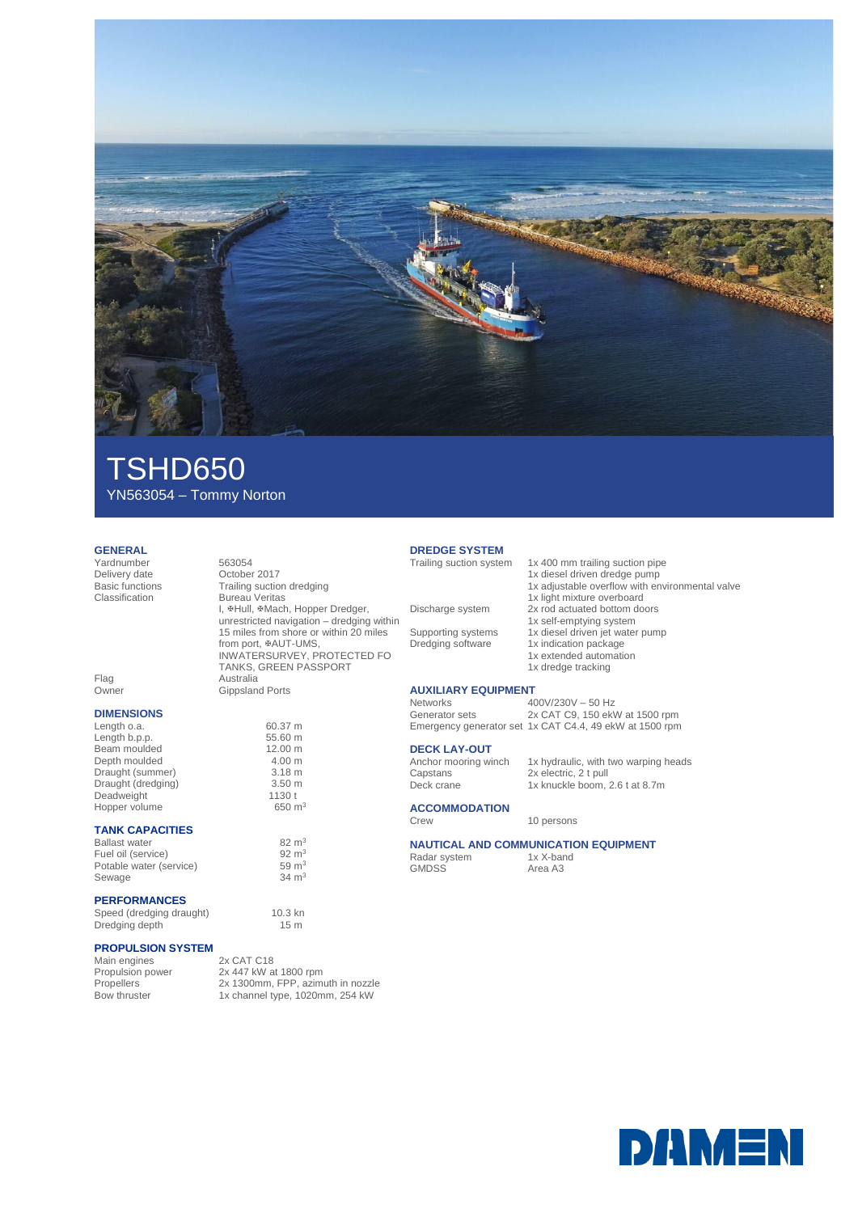# TSHD650

YN563054 – Tommy Norton

## GENERAL

| | |
|---|---|
| Yardnumber | 563054 |
| Delivery date | October 2017 |
| Basic functions | Trailing suction dredging |
| Classification | Bureau Veritas I, ✠Hull, ✠Mach, Hopper Dredger, unrestricted navigation – dredging within 15 miles from shore or within 20 miles from port, ✠AUT-UMS, INWATERSURVEY, PROTECTED FO TANKS, GREEN PASSPORT |
| Flag | Australia |
| Owner | Gippsland Ports |

## DIMENSIONS

| | |
|---|---|
| Length o.a. | 60.37 m |
| Length b.p.p. | 55.60 m |
| Beam moulded | 12.00 m |
| Depth moulded | 4.00 m |
| Draught (summer) | 3.18 m |
| Draught (dredging) | 3.50 m |
| Deadweight | 1130 t |
| Hopper volume | 650 $m^3$ |

## TANK CAPACITIES

| | |
|---|---|
| Ballast water | 82 $m^3$ |
| Fuel oil (service) | 92 $m^3$ |
| Potable water (service) | 59 $m^3$ |
| Sewage | 34 $m^3$ |

## PERFORMANCES

| | |
|---|---|
| Speed (dredging draught) | 10.3 kn |
| Dredging depth | 15 m |

## PROPULSION SYSTEM

| | |
|---|---|
| Main engines | 2x CAT C18 |
| Propulsion power | 2x 447 kW at 1800 rpm |
| Propellers | 2x 1300mm, FPP, azimuth in nozzle |
| Bow thruster | 1x channel type, 1020mm, 254 kW |

## DREDGE SYSTEM

| | |
|---|---|
| Trailing suction system | 1x 400 mm trailing suction pipe<br>1x diesel driven dredge pump<br>1x adjustable overflow with environmental valve<br>1x light mixture overboard |
| Discharge system | 2x rod actuated bottom doors<br>1x self-emptying system |
| Supporting systems | 1x diesel driven jet water pump |
| Dredging software | 1x indication package<br>1x extended automation<br>1x dredge tracking |

## AUXILIARY EQUIPMENT

| | |
|---|---|
| Networks | 400V/230V – 50 Hz |
| Generator sets | 2x CAT C9, 150 ekW at 1500 rpm |
| Emergency generator set | 1x CAT C4.4, 49 ekW at 1500 rpm |

## DECK LAY-OUT

| | |
|---|---|
| Anchor mooring winch | 1x hydraulic, with two warping heads |
| Capstans | 2x electric, 2 t pull |
| Deck crane | 1x knuckle boom, 2.6 t at 8.7m |

## ACCOMMODATION

| | |
|---|---|
| Crew | 10 persons |

## NAUTICAL AND COMMUNICATION EQUIPMENT

| | |
|---|---|
| Radar system | 1x X-band |
| GMDSS | Area A3 |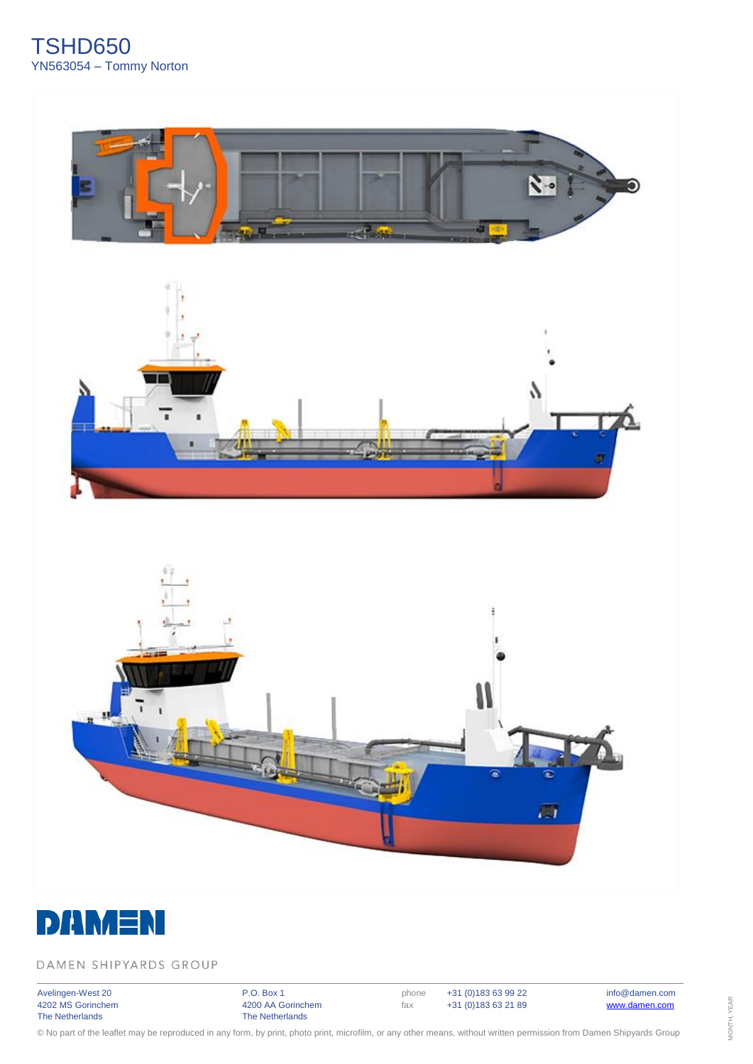# TSHD650

YN563054 – Tommy Norton

DAMEN

DAMEN SHIPYARDS GROUP

Avelingen-West 20
4202 MS Gorinchem
The Netherlands

P.O. Box 1
4200 AA Gorinchem
The Netherlands

phone +31 (0)183 63 99 22
fax +31 (0)183 63 21 89

info@damen.com
www.damen.com

© No part of the leaflet may be reproduced in any form, by print, photo print, microfilm, or any other means, without written permission from Damen Shipyards Group

MONTH, YEAR